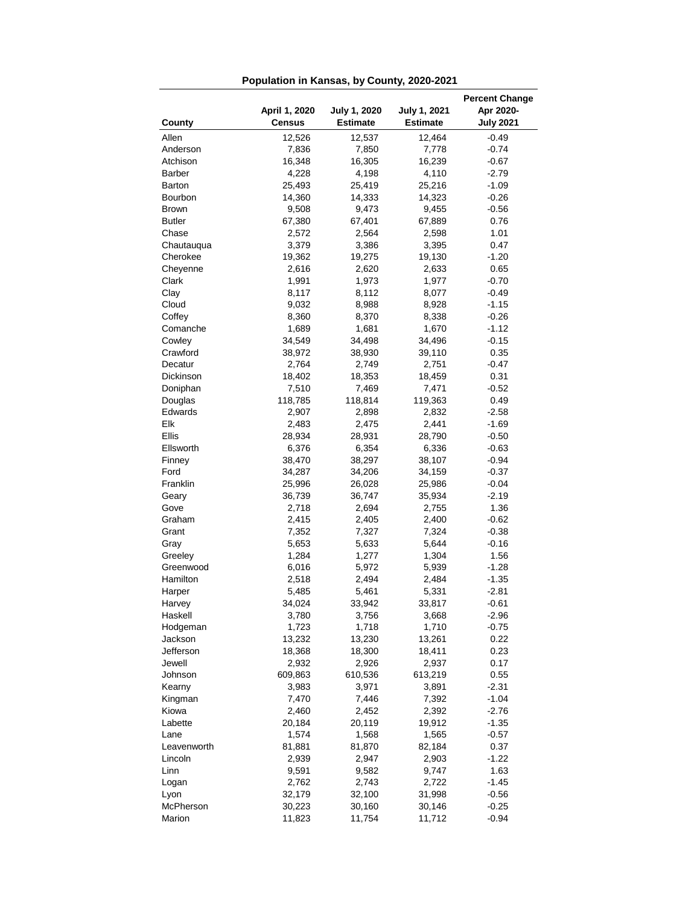**Population in Kansas, by County, 2020-2021**

| County | April 1, 2020 Census | July 1, 2020 Estimate | July 1, 2021 Estimate | Percent Change Apr 2020-July 2021 |
|---|---|---|---|---|
| Allen | 12,526 | 12,537 | 12,464 | -0.49 |
| Anderson | 7,836 | 7,850 | 7,778 | -0.74 |
| Atchison | 16,348 | 16,305 | 16,239 | -0.67 |
| Barber | 4,228 | 4,198 | 4,110 | -2.79 |
| Barton | 25,493 | 25,419 | 25,216 | -1.09 |
| Bourbon | 14,360 | 14,333 | 14,323 | -0.26 |
| Brown | 9,508 | 9,473 | 9,455 | -0.56 |
| Butler | 67,380 | 67,401 | 67,889 | 0.76 |
| Chase | 2,572 | 2,564 | 2,598 | 1.01 |
| Chautauqua | 3,379 | 3,386 | 3,395 | 0.47 |
| Cherokee | 19,362 | 19,275 | 19,130 | -1.20 |
| Cheyenne | 2,616 | 2,620 | 2,633 | 0.65 |
| Clark | 1,991 | 1,973 | 1,977 | -0.70 |
| Clay | 8,117 | 8,112 | 8,077 | -0.49 |
| Cloud | 9,032 | 8,988 | 8,928 | -1.15 |
| Coffey | 8,360 | 8,370 | 8,338 | -0.26 |
| Comanche | 1,689 | 1,681 | 1,670 | -1.12 |
| Cowley | 34,549 | 34,498 | 34,496 | -0.15 |
| Crawford | 38,972 | 38,930 | 39,110 | 0.35 |
| Decatur | 2,764 | 2,749 | 2,751 | -0.47 |
| Dickinson | 18,402 | 18,353 | 18,459 | 0.31 |
| Doniphan | 7,510 | 7,469 | 7,471 | -0.52 |
| Douglas | 118,785 | 118,814 | 119,363 | 0.49 |
| Edwards | 2,907 | 2,898 | 2,832 | -2.58 |
| Elk | 2,483 | 2,475 | 2,441 | -1.69 |
| Ellis | 28,934 | 28,931 | 28,790 | -0.50 |
| Ellsworth | 6,376 | 6,354 | 6,336 | -0.63 |
| Finney | 38,470 | 38,297 | 38,107 | -0.94 |
| Ford | 34,287 | 34,206 | 34,159 | -0.37 |
| Franklin | 25,996 | 26,028 | 25,986 | -0.04 |
| Geary | 36,739 | 36,747 | 35,934 | -2.19 |
| Gove | 2,718 | 2,694 | 2,755 | 1.36 |
| Graham | 2,415 | 2,405 | 2,400 | -0.62 |
| Grant | 7,352 | 7,327 | 7,324 | -0.38 |
| Gray | 5,653 | 5,633 | 5,644 | -0.16 |
| Greeley | 1,284 | 1,277 | 1,304 | 1.56 |
| Greenwood | 6,016 | 5,972 | 5,939 | -1.28 |
| Hamilton | 2,518 | 2,494 | 2,484 | -1.35 |
| Harper | 5,485 | 5,461 | 5,331 | -2.81 |
| Harvey | 34,024 | 33,942 | 33,817 | -0.61 |
| Haskell | 3,780 | 3,756 | 3,668 | -2.96 |
| Hodgeman | 1,723 | 1,718 | 1,710 | -0.75 |
| Jackson | 13,232 | 13,230 | 13,261 | 0.22 |
| Jefferson | 18,368 | 18,300 | 18,411 | 0.23 |
| Jewell | 2,932 | 2,926 | 2,937 | 0.17 |
| Johnson | 609,863 | 610,536 | 613,219 | 0.55 |
| Kearny | 3,983 | 3,971 | 3,891 | -2.31 |
| Kingman | 7,470 | 7,446 | 7,392 | -1.04 |
| Kiowa | 2,460 | 2,452 | 2,392 | -2.76 |
| Labette | 20,184 | 20,119 | 19,912 | -1.35 |
| Lane | 1,574 | 1,568 | 1,565 | -0.57 |
| Leavenworth | 81,881 | 81,870 | 82,184 | 0.37 |
| Lincoln | 2,939 | 2,947 | 2,903 | -1.22 |
| Linn | 9,591 | 9,582 | 9,747 | 1.63 |
| Logan | 2,762 | 2,743 | 2,722 | -1.45 |
| Lyon | 32,179 | 32,100 | 31,998 | -0.56 |
| McPherson | 30,223 | 30,160 | 30,146 | -0.25 |
| Marion | 11,823 | 11,754 | 11,712 | -0.94 |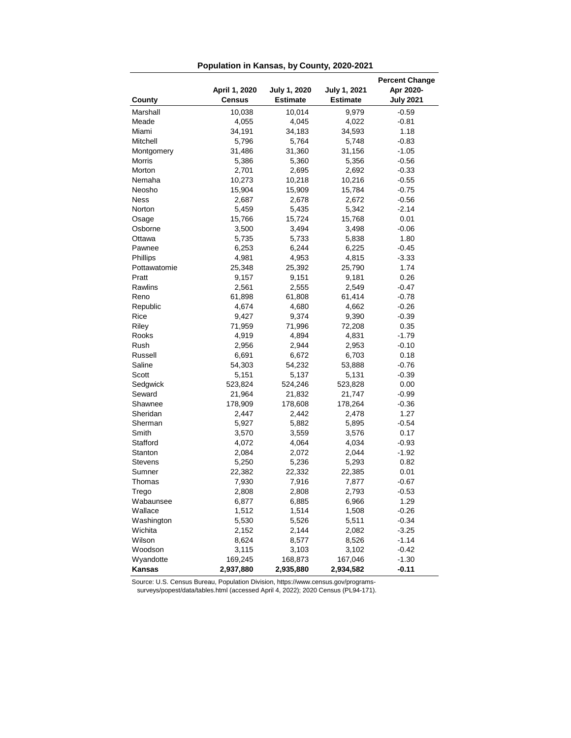**Population in Kansas, by County, 2020-2021**

| County | April 1, 2020 Census | July 1, 2020 Estimate | July 1, 2021 Estimate | Percent Change Apr 2020- July 2021 |
|---|---|---|---|---|
| Marshall | 10,038 | 10,014 | 9,979 | -0.59 |
| Meade | 4,055 | 4,045 | 4,022 | -0.81 |
| Miami | 34,191 | 34,183 | 34,593 | 1.18 |
| Mitchell | 5,796 | 5,764 | 5,748 | -0.83 |
| Montgomery | 31,486 | 31,360 | 31,156 | -1.05 |
| Morris | 5,386 | 5,360 | 5,356 | -0.56 |
| Morton | 2,701 | 2,695 | 2,692 | -0.33 |
| Nemaha | 10,273 | 10,218 | 10,216 | -0.55 |
| Neosho | 15,904 | 15,909 | 15,784 | -0.75 |
| Ness | 2,687 | 2,678 | 2,672 | -0.56 |
| Norton | 5,459 | 5,435 | 5,342 | -2.14 |
| Osage | 15,766 | 15,724 | 15,768 | 0.01 |
| Osborne | 3,500 | 3,494 | 3,498 | -0.06 |
| Ottawa | 5,735 | 5,733 | 5,838 | 1.80 |
| Pawnee | 6,253 | 6,244 | 6,225 | -0.45 |
| Phillips | 4,981 | 4,953 | 4,815 | -3.33 |
| Pottawatomie | 25,348 | 25,392 | 25,790 | 1.74 |
| Pratt | 9,157 | 9,151 | 9,181 | 0.26 |
| Rawlins | 2,561 | 2,555 | 2,549 | -0.47 |
| Reno | 61,898 | 61,808 | 61,414 | -0.78 |
| Republic | 4,674 | 4,680 | 4,662 | -0.26 |
| Rice | 9,427 | 9,374 | 9,390 | -0.39 |
| Riley | 71,959 | 71,996 | 72,208 | 0.35 |
| Rooks | 4,919 | 4,894 | 4,831 | -1.79 |
| Rush | 2,956 | 2,944 | 2,953 | -0.10 |
| Russell | 6,691 | 6,672 | 6,703 | 0.18 |
| Saline | 54,303 | 54,232 | 53,888 | -0.76 |
| Scott | 5,151 | 5,137 | 5,131 | -0.39 |
| Sedgwick | 523,824 | 524,246 | 523,828 | 0.00 |
| Seward | 21,964 | 21,832 | 21,747 | -0.99 |
| Shawnee | 178,909 | 178,608 | 178,264 | -0.36 |
| Sheridan | 2,447 | 2,442 | 2,478 | 1.27 |
| Sherman | 5,927 | 5,882 | 5,895 | -0.54 |
| Smith | 3,570 | 3,559 | 3,576 | 0.17 |
| Stafford | 4,072 | 4,064 | 4,034 | -0.93 |
| Stanton | 2,084 | 2,072 | 2,044 | -1.92 |
| Stevens | 5,250 | 5,236 | 5,293 | 0.82 |
| Sumner | 22,382 | 22,332 | 22,385 | 0.01 |
| Thomas | 7,930 | 7,916 | 7,877 | -0.67 |
| Trego | 2,808 | 2,808 | 2,793 | -0.53 |
| Wabaunsee | 6,877 | 6,885 | 6,966 | 1.29 |
| Wallace | 1,512 | 1,514 | 1,508 | -0.26 |
| Washington | 5,530 | 5,526 | 5,511 | -0.34 |
| Wichita | 2,152 | 2,144 | 2,082 | -3.25 |
| Wilson | 8,624 | 8,577 | 8,526 | -1.14 |
| Woodson | 3,115 | 3,103 | 3,102 | -0.42 |
| Wyandotte | 169,245 | 168,873 | 167,046 | -1.30 |
| **Kansas** | **2,937,880** | **2,935,880** | **2,934,582** | **-0.11** |

Source: U.S. Census Bureau, Population Division, https://www.census.gov/programs-surveys/popest/data/tables.html (accessed April 4, 2022); 2020 Census (PL94-171).